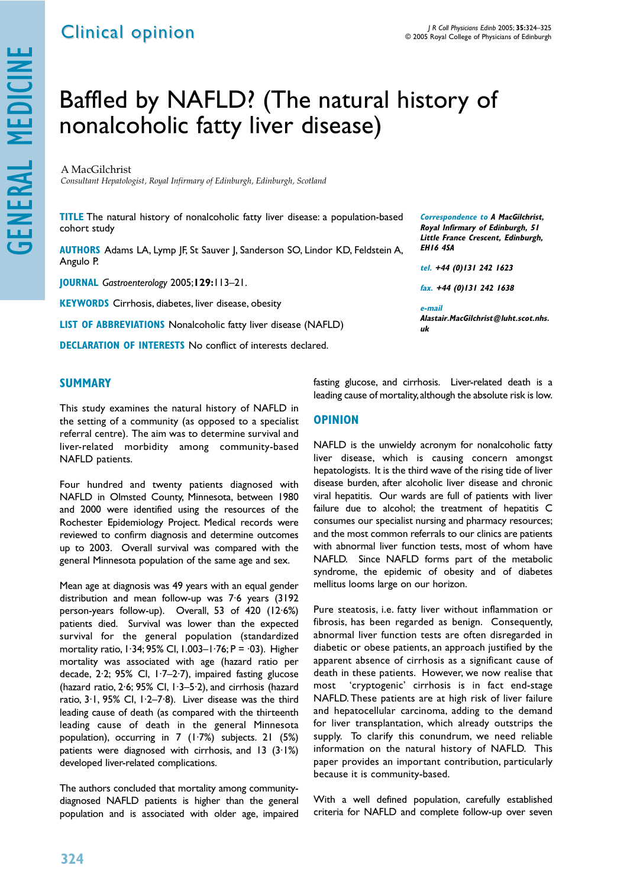Clinical opinion

# Baffled by NAFLD? (The natural history of nonalcoholic fatty liver disease)

A MacGilchrist

*Consultant Hepatologist, Royal Infirmary of Edinburgh, Edinburgh, Scotland*

**TITLE** The natural history of nonalcoholic fatty liver disease: a population-based cohort study

**AUTHORS** Adams LA, Lymp JF, St Sauver J, Sanderson SO, Lindor KD, Feldstein A, Angulo P.

**JOURNAL** *Gastroenterology* 2005;**129:**113–21.

**KEYWORDS** Cirrhosis, diabetes, liver disease, obesity

**LIST OF ABBREVIATIONS** Nonalcoholic fatty liver disease (NAFLD)

**DECLARATION OF INTERESTS** No conflict of interests declared.

***Correspondence to A MacGilchrist, Royal Infirmary of Edinburgh, 51 Little France Crescent, Edinburgh, EH16 4SA***

***tel. +44 (0)131 242 1623***

***fax. +44 (0)131 242 1638***

***e-mail Alastair.MacGilchrist@luht.scot.nhs.uk***

## SUMMARY

This study examines the natural history of NAFLD in the setting of a community (as opposed to a specialist referral centre). The aim was to determine survival and liver-related morbidity among community-based NAFLD patients.

Four hundred and twenty patients diagnosed with NAFLD in Olmsted County, Minnesota, between 1980 and 2000 were identified using the resources of the Rochester Epidemiology Project. Medical records were reviewed to confirm diagnosis and determine outcomes up to 2003. Overall survival was compared with the general Minnesota population of the same age and sex.

Mean age at diagnosis was 49 years with an equal gender distribution and mean follow-up was 7·6 years (3192 person-years follow-up). Overall, 53 of 420 (12·6%) patients died. Survival was lower than the expected survival for the general population (standardized mortality ratio, 1·34; 95% CI, 1.003–1·76; P = ·03). Higher mortality was associated with age (hazard ratio per decade, 2·2; 95% CI, 1·7–2·7), impaired fasting glucose (hazard ratio, 2·6; 95% CI, 1·3–5·2), and cirrhosis (hazard ratio, 3·1, 95% CI, 1·2–7·8). Liver disease was the third leading cause of death (as compared with the thirteenth leading cause of death in the general Minnesota population), occurring in 7 (1·7%) subjects. 21 (5%) patients were diagnosed with cirrhosis, and 13 (3·1%) developed liver-related complications.

The authors concluded that mortality among community-diagnosed NAFLD patients is higher than the general population and is associated with older age, impaired fasting glucose, and cirrhosis. Liver-related death is a leading cause of mortality, although the absolute risk is low.

## OPINION

NAFLD is the unwieldy acronym for nonalcoholic fatty liver disease, which is causing concern amongst hepatologists. It is the third wave of the rising tide of liver disease burden, after alcoholic liver disease and chronic viral hepatitis. Our wards are full of patients with liver failure due to alcohol; the treatment of hepatitis C consumes our specialist nursing and pharmacy resources; and the most common referrals to our clinics are patients with abnormal liver function tests, most of whom have NAFLD. Since NAFLD forms part of the metabolic syndrome, the epidemic of obesity and of diabetes mellitus looms large on our horizon.

Pure steatosis, i.e. fatty liver without inflammation or fibrosis, has been regarded as benign. Consequently, abnormal liver function tests are often disregarded in diabetic or obese patients, an approach justified by the apparent absence of cirrhosis as a significant cause of death in these patients. However, we now realise that most 'cryptogenic' cirrhosis is in fact end-stage NAFLD. These patients are at high risk of liver failure and hepatocellular carcinoma, adding to the demand for liver transplantation, which already outstrips the supply. To clarify this conundrum, we need reliable information on the natural history of NAFLD. This paper provides an important contribution, particularly because it is community-based.

With a well defined population, carefully established criteria for NAFLD and complete follow-up over seven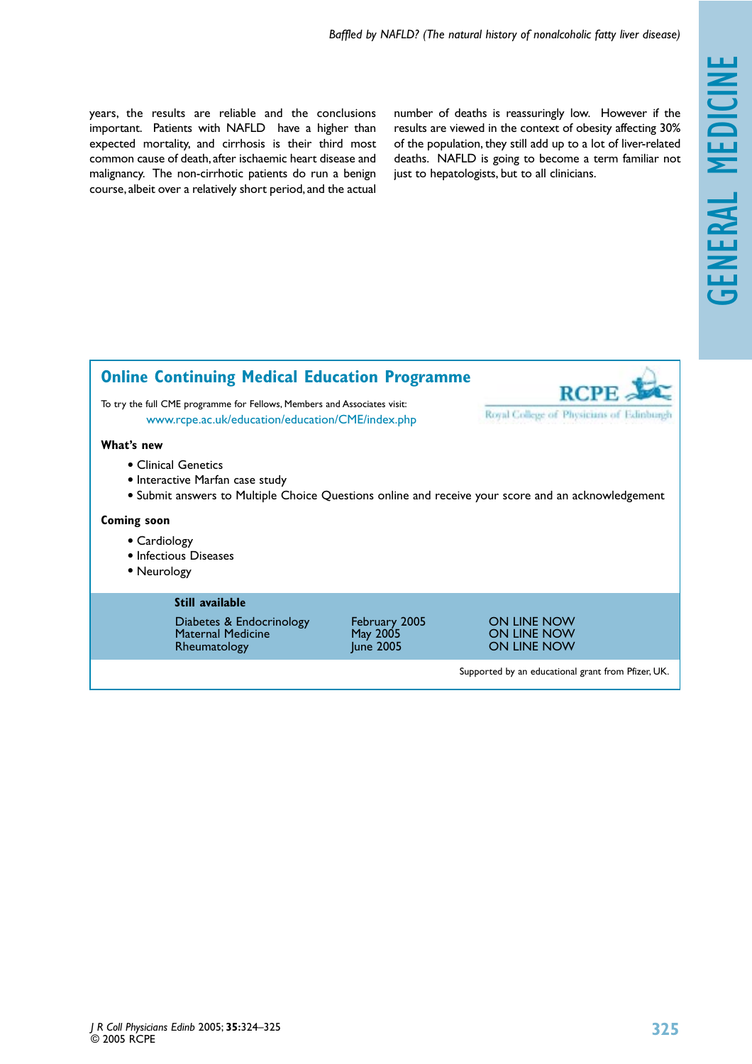years, the results are reliable and the conclusions important. Patients with NAFLD have a higher than expected mortality, and cirrhosis is their third most common cause of death, after ischaemic heart disease and malignancy. The non-cirrhotic patients do run a benign course, albeit over a relatively short period, and the actual number of deaths is reassuringly low. However if the results are viewed in the context of obesity affecting 30% of the population, they still add up to a lot of liver-related deaths. NAFLD is going to become a term familiar not just to hepatologists, but to all clinicians.

## Online Continuing Medical Education Programme

RCPE
Royal College of Physicians of Edinburgh

To try the full CME programme for Fellows, Members and Associates visit:
www.rcpe.ac.uk/education/education/CME/index.php

**What's new**

- Clinical Genetics
- Interactive Marfan case study
- Submit answers to Multiple Choice Questions online and receive your score and an acknowledgement

**Coming soon**

- Cardiology
- Infectious Diseases
- Neurology

**Still available**

| | | |
|---|---|---|
| Diabetes & Endocrinology | February 2005 | ON LINE NOW |
| Maternal Medicine | May 2005 | ON LINE NOW |
| Rheumatology | June 2005 | ON LINE NOW |

Supported by an educational grant from Pfizer, UK.